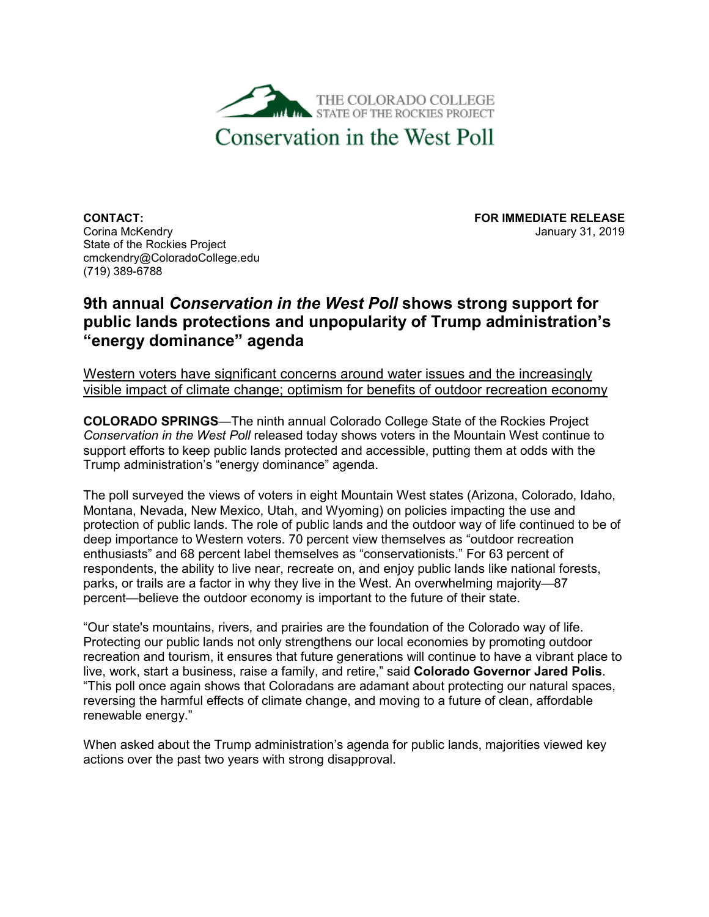THE COLORADO COLLEGE
STATE OF THE ROCKIES PROJECT

Conservation in the West Poll

**CONTACT:**
Corina McKendry
State of the Rockies Project
cmckendry@ColoradoCollege.edu
(719) 389-6788

**FOR IMMEDIATE RELEASE**
January 31, 2019

## 9th annual *Conservation in the West Poll* shows strong support for public lands protections and unpopularity of Trump administration's "energy dominance" agenda

<u>Western voters have significant concerns around water issues and the increasingly visible impact of climate change; optimism for benefits of outdoor recreation economy</u>

**COLORADO SPRINGS**—The ninth annual Colorado College State of the Rockies Project *Conservation in the West Poll* released today shows voters in the Mountain West continue to support efforts to keep public lands protected and accessible, putting them at odds with the Trump administration's "energy dominance" agenda.

The poll surveyed the views of voters in eight Mountain West states (Arizona, Colorado, Idaho, Montana, Nevada, New Mexico, Utah, and Wyoming) on policies impacting the use and protection of public lands. The role of public lands and the outdoor way of life continued to be of deep importance to Western voters. 70 percent view themselves as "outdoor recreation enthusiasts" and 68 percent label themselves as "conservationists." For 63 percent of respondents, the ability to live near, recreate on, and enjoy public lands like national forests, parks, or trails are a factor in why they live in the West. An overwhelming majority—87 percent—believe the outdoor economy is important to the future of their state.

"Our state's mountains, rivers, and prairies are the foundation of the Colorado way of life. Protecting our public lands not only strengthens our local economies by promoting outdoor recreation and tourism, it ensures that future generations will continue to have a vibrant place to live, work, start a business, raise a family, and retire," said **Colorado Governor Jared Polis**. "This poll once again shows that Coloradans are adamant about protecting our natural spaces, reversing the harmful effects of climate change, and moving to a future of clean, affordable renewable energy."

When asked about the Trump administration's agenda for public lands, majorities viewed key actions over the past two years with strong disapproval.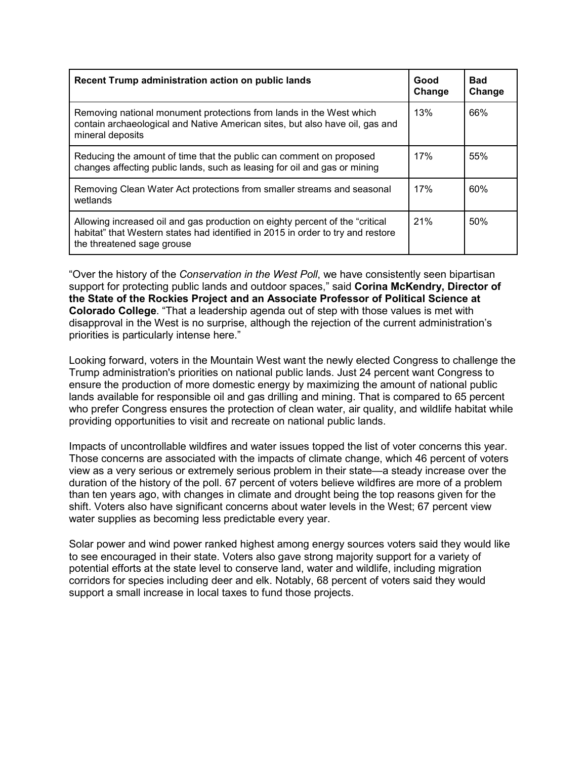| Recent Trump administration action on public lands | Good Change | Bad Change |
|---|---|---|
| Removing national monument protections from lands in the West which contain archaeological and Native American sites, but also have oil, gas and mineral deposits | 13% | 66% |
| Reducing the amount of time that the public can comment on proposed changes affecting public lands, such as leasing for oil and gas or mining | 17% | 55% |
| Removing Clean Water Act protections from smaller streams and seasonal wetlands | 17% | 60% |
| Allowing increased oil and gas production on eighty percent of the "critical habitat" that Western states had identified in 2015 in order to try and restore the threatened sage grouse | 21% | 50% |

"Over the history of the *Conservation in the West Poll*, we have consistently seen bipartisan support for protecting public lands and outdoor spaces," said **Corina McKendry, Director of the State of the Rockies Project and an Associate Professor of Political Science at Colorado College**. "That a leadership agenda out of step with those values is met with disapproval in the West is no surprise, although the rejection of the current administration's priorities is particularly intense here."

Looking forward, voters in the Mountain West want the newly elected Congress to challenge the Trump administration's priorities on national public lands. Just 24 percent want Congress to ensure the production of more domestic energy by maximizing the amount of national public lands available for responsible oil and gas drilling and mining. That is compared to 65 percent who prefer Congress ensures the protection of clean water, air quality, and wildlife habitat while providing opportunities to visit and recreate on national public lands.

Impacts of uncontrollable wildfires and water issues topped the list of voter concerns this year. Those concerns are associated with the impacts of climate change, which 46 percent of voters view as a very serious or extremely serious problem in their state—a steady increase over the duration of the history of the poll. 67 percent of voters believe wildfires are more of a problem than ten years ago, with changes in climate and drought being the top reasons given for the shift. Voters also have significant concerns about water levels in the West; 67 percent view water supplies as becoming less predictable every year.

Solar power and wind power ranked highest among energy sources voters said they would like to see encouraged in their state. Voters also gave strong majority support for a variety of potential efforts at the state level to conserve land, water and wildlife, including migration corridors for species including deer and elk. Notably, 68 percent of voters said they would support a small increase in local taxes to fund those projects.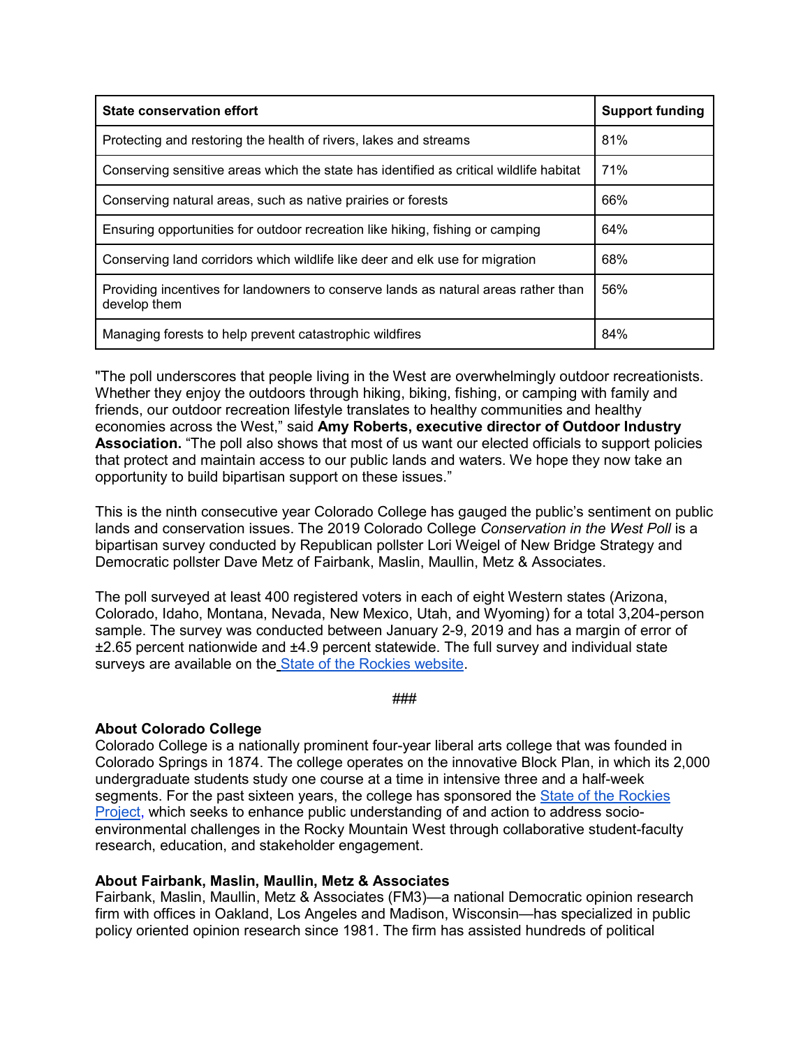| State conservation effort | Support funding |
|---|---|
| Protecting and restoring the health of rivers, lakes and streams | 81% |
| Conserving sensitive areas which the state has identified as critical wildlife habitat | 71% |
| Conserving natural areas, such as native prairies or forests | 66% |
| Ensuring opportunities for outdoor recreation like hiking, fishing or camping | 64% |
| Conserving land corridors which wildlife like deer and elk use for migration | 68% |
| Providing incentives for landowners to conserve lands as natural areas rather than develop them | 56% |
| Managing forests to help prevent catastrophic wildfires | 84% |

"The poll underscores that people living in the West are overwhelmingly outdoor recreationists. Whether they enjoy the outdoors through hiking, biking, fishing, or camping with family and friends, our outdoor recreation lifestyle translates to healthy communities and healthy economies across the West," said **Amy Roberts, executive director of Outdoor Industry Association.** "The poll also shows that most of us want our elected officials to support policies that protect and maintain access to our public lands and waters. We hope they now take an opportunity to build bipartisan support on these issues."

This is the ninth consecutive year Colorado College has gauged the public's sentiment on public lands and conservation issues. The 2019 Colorado College *Conservation in the West Poll* is a bipartisan survey conducted by Republican pollster Lori Weigel of New Bridge Strategy and Democratic pollster Dave Metz of Fairbank, Maslin, Maullin, Metz & Associates.

The poll surveyed at least 400 registered voters in each of eight Western states (Arizona, Colorado, Idaho, Montana, Nevada, New Mexico, Utah, and Wyoming) for a total 3,204-person sample. The survey was conducted between January 2-9, 2019 and has a margin of error of ±2.65 percent nationwide and ±4.9 percent statewide. The full survey and individual state surveys are available on the State of the Rockies website.

###

**About Colorado College**
Colorado College is a nationally prominent four-year liberal arts college that was founded in Colorado Springs in 1874. The college operates on the innovative Block Plan, in which its 2,000 undergraduate students study one course at a time in intensive three and a half-week segments. For the past sixteen years, the college has sponsored the State of the Rockies Project, which seeks to enhance public understanding of and action to address socio-environmental challenges in the Rocky Mountain West through collaborative student-faculty research, education, and stakeholder engagement.

**About Fairbank, Maslin, Maullin, Metz & Associates**
Fairbank, Maslin, Maullin, Metz & Associates (FM3)—a national Democratic opinion research firm with offices in Oakland, Los Angeles and Madison, Wisconsin—has specialized in public policy oriented opinion research since 1981. The firm has assisted hundreds of political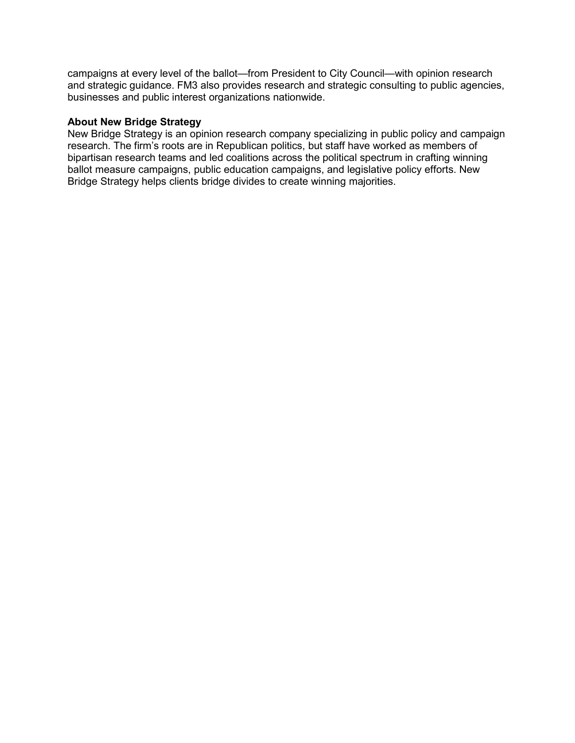campaigns at every level of the ballot—from President to City Council—with opinion research and strategic guidance. FM3 also provides research and strategic consulting to public agencies, businesses and public interest organizations nationwide.

**About New Bridge Strategy**

New Bridge Strategy is an opinion research company specializing in public policy and campaign research. The firm's roots are in Republican politics, but staff have worked as members of bipartisan research teams and led coalitions across the political spectrum in crafting winning ballot measure campaigns, public education campaigns, and legislative policy efforts. New Bridge Strategy helps clients bridge divides to create winning majorities.